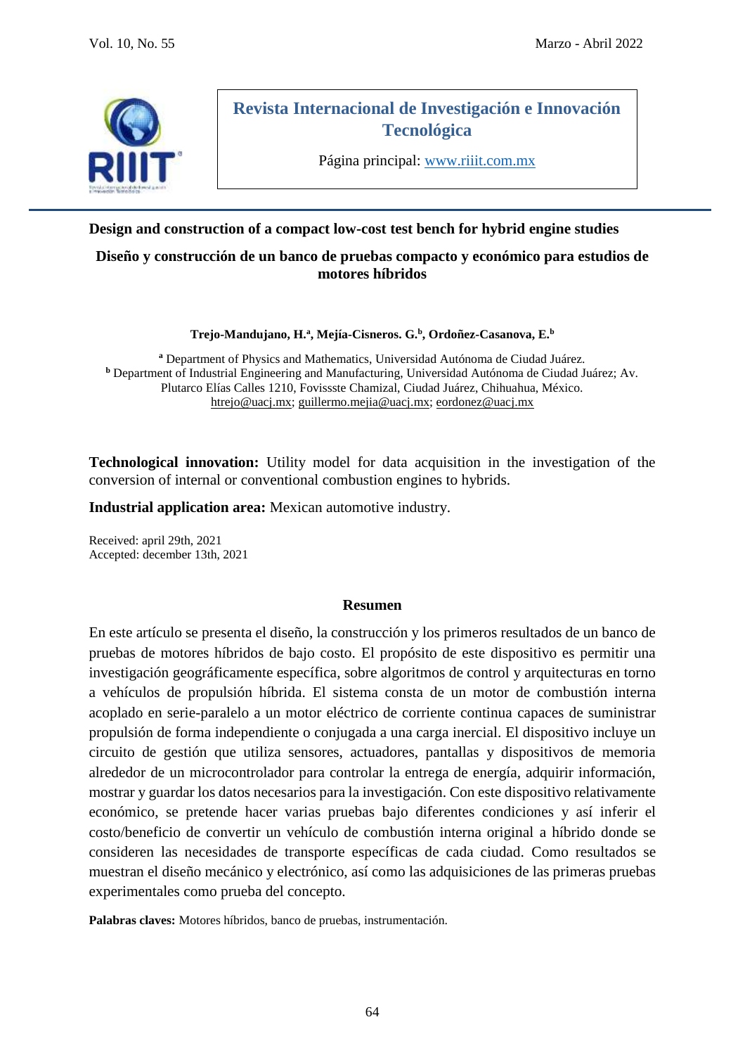**Revista Internacional de Investigación e Innovación Tecnológica**

Página principal: www.riiit.com.mx

# Design and construction of a compact low-cost test bench for hybrid engine studies

# Diseño y construcción de un banco de pruebas compacto y económico para estudios de motores híbridos

**Trejo-Mandujano, H.[a], Mejía-Cisneros. G.[b], Ordoñez-Casanova, E.[b]**

[a] Department of Physics and Mathematics, Universidad Autónoma de Ciudad Juárez.
[b] Department of Industrial Engineering and Manufacturing, Universidad Autónoma de Ciudad Juárez; Av. Plutarco Elías Calles 1210, Fovisssste Chamizal, Ciudad Juárez, Chihuahua, México.
htrejo@uacj.mx; guillermo.mejia@uacj.mx; eordonez@uacj.mx

**Technological innovation:** Utility model for data acquisition in the investigation of the conversion of internal or conventional combustion engines to hybrids.

**Industrial application area:** Mexican automotive industry.

Received: april 29th, 2021
Accepted: december 13th, 2021

## Resumen

En este artículo se presenta el diseño, la construcción y los primeros resultados de un banco de pruebas de motores híbridos de bajo costo. El propósito de este dispositivo es permitir una investigación geográficamente específica, sobre algoritmos de control y arquitecturas en torno a vehículos de propulsión híbrida. El sistema consta de un motor de combustión interna acoplado en serie-paralelo a un motor eléctrico de corriente continua capaces de suministrar propulsión de forma independiente o conjugada a una carga inercial. El dispositivo incluye un circuito de gestión que utiliza sensores, actuadores, pantallas y dispositivos de memoria alrededor de un microcontrolador para controlar la entrega de energía, adquirir información, mostrar y guardar los datos necesarios para la investigación. Con este dispositivo relativamente económico, se pretende hacer varias pruebas bajo diferentes condiciones y así inferir el costo/beneficio de convertir un vehículo de combustión interna original a híbrido donde se consideren las necesidades de transporte específicas de cada ciudad. Como resultados se muestran el diseño mecánico y electrónico, así como las adquisiciones de las primeras pruebas experimentales como prueba del concepto.

**Palabras claves:** Motores híbridos, banco de pruebas, instrumentación.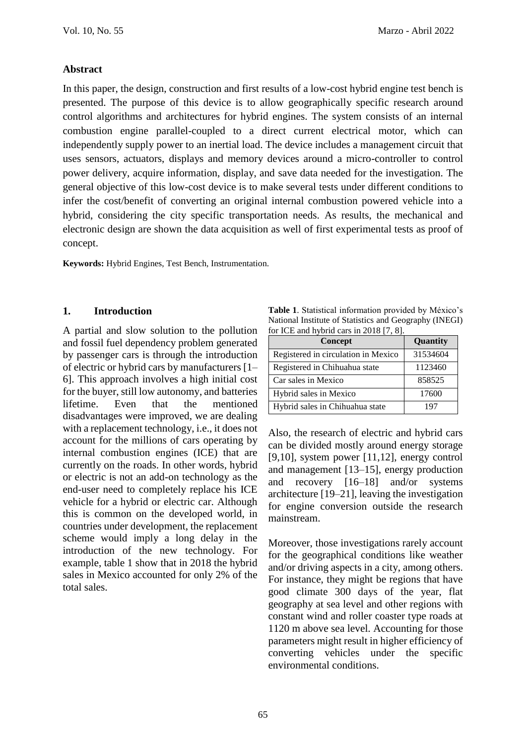## Abstract

In this paper, the design, construction and first results of a low-cost hybrid engine test bench is presented. The purpose of this device is to allow geographically specific research around control algorithms and architectures for hybrid engines. The system consists of an internal combustion engine parallel-coupled to a direct current electrical motor, which can independently supply power to an inertial load. The device includes a management circuit that uses sensors, actuators, displays and memory devices around a micro-controller to control power delivery, acquire information, display, and save data needed for the investigation. The general objective of this low-cost device is to make several tests under different conditions to infer the cost/benefit of converting an original internal combustion powered vehicle into a hybrid, considering the city specific transportation needs. As results, the mechanical and electronic design are shown the data acquisition as well of first experimental tests as proof of concept.

**Keywords:** Hybrid Engines, Test Bench, Instrumentation.

## 1. Introduction

A partial and slow solution to the pollution and fossil fuel dependency problem generated by passenger cars is through the introduction of electric or hybrid cars by manufacturers [1–6]. This approach involves a high initial cost for the buyer, still low autonomy, and batteries lifetime. Even that the mentioned disadvantages were improved, we are dealing with a replacement technology, i.e., it does not account for the millions of cars operating by internal combustion engines (ICE) that are currently on the roads. In other words, hybrid or electric is not an add-on technology as the end-user need to completely replace his ICE vehicle for a hybrid or electric car. Although this is common on the developed world, in countries under development, the replacement scheme would imply a long delay in the introduction of the new technology. For example, table 1 show that in 2018 the hybrid sales in Mexico accounted for only 2% of the total sales.

**Table 1**. Statistical information provided by México's National Institute of Statistics and Geography (INEGI) for ICE and hybrid cars in 2018 [7, 8].

| Concept | Quantity |
|---|---|
| Registered in circulation in Mexico | 31534604 |
| Registered in Chihuahua state | 1123460 |
| Car sales in Mexico | 858525 |
| Hybrid sales in Mexico | 17600 |
| Hybrid sales in Chihuahua state | 197 |

Also, the research of electric and hybrid cars can be divided mostly around energy storage [9,10], system power [11,12], energy control and management [13–15], energy production and recovery [16–18] and/or systems architecture [19–21], leaving the investigation for engine conversion outside the research mainstream.

Moreover, those investigations rarely account for the geographical conditions like weather and/or driving aspects in a city, among others. For instance, they might be regions that have good climate 300 days of the year, flat geography at sea level and other regions with constant wind and roller coaster type roads at 1120 m above sea level. Accounting for those parameters might result in higher efficiency of converting vehicles under the specific environmental conditions.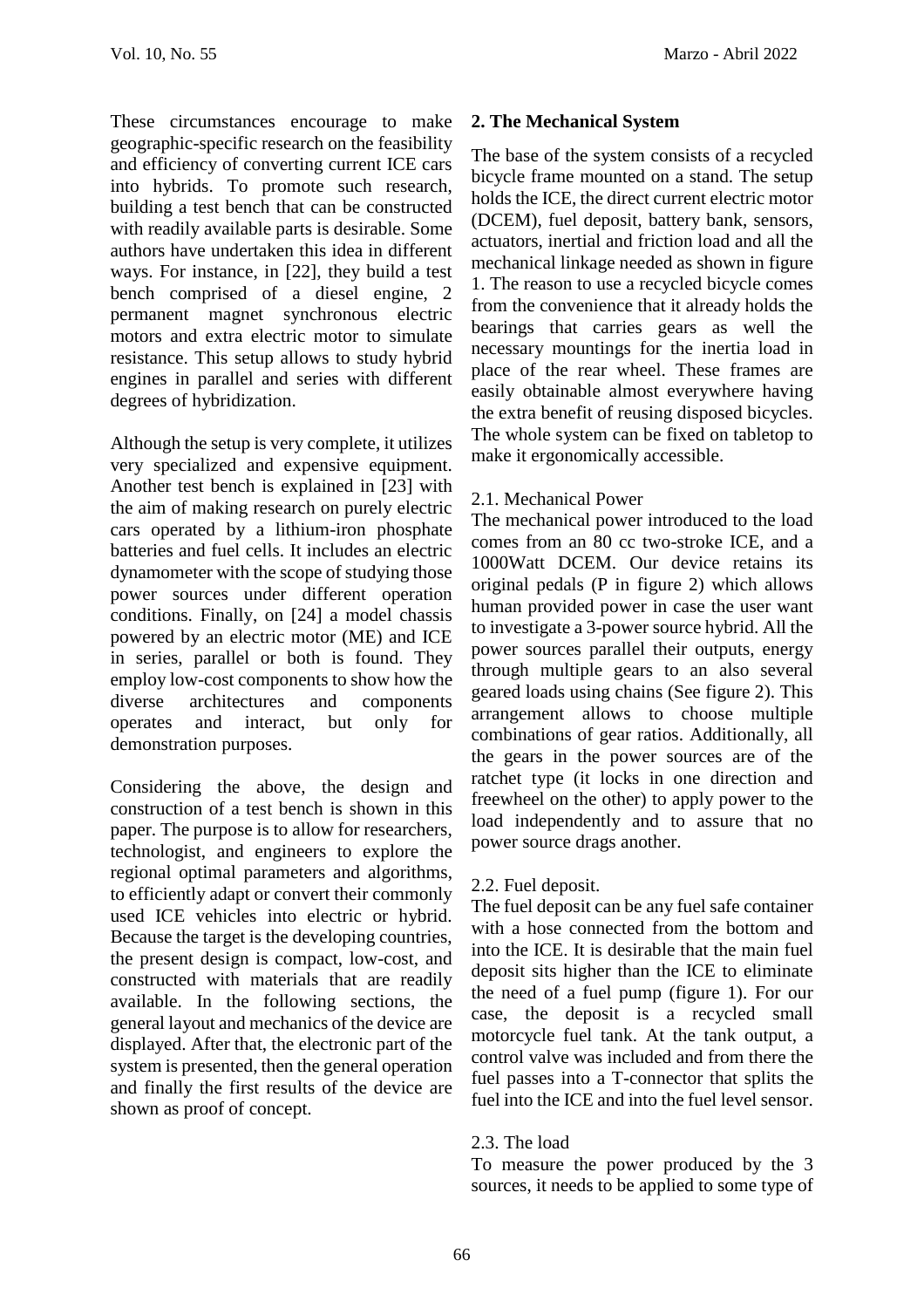These circumstances encourage to make geographic-specific research on the feasibility and efficiency of converting current ICE cars into hybrids. To promote such research, building a test bench that can be constructed with readily available parts is desirable. Some authors have undertaken this idea in different ways. For instance, in [22], they build a test bench comprised of a diesel engine, 2 permanent magnet synchronous electric motors and extra electric motor to simulate resistance. This setup allows to study hybrid engines in parallel and series with different degrees of hybridization.

Although the setup is very complete, it utilizes very specialized and expensive equipment. Another test bench is explained in [23] with the aim of making research on purely electric cars operated by a lithium-iron phosphate batteries and fuel cells. It includes an electric dynamometer with the scope of studying those power sources under different operation conditions. Finally, on [24] a model chassis powered by an electric motor (ME) and ICE in series, parallel or both is found. They employ low-cost components to show how the diverse architectures and components operates and interact, but only for demonstration purposes.

Considering the above, the design and construction of a test bench is shown in this paper. The purpose is to allow for researchers, technologist, and engineers to explore the regional optimal parameters and algorithms, to efficiently adapt or convert their commonly used ICE vehicles into electric or hybrid. Because the target is the developing countries, the present design is compact, low-cost, and constructed with materials that are readily available. In the following sections, the general layout and mechanics of the device are displayed. After that, the electronic part of the system is presented, then the general operation and finally the first results of the device are shown as proof of concept.

## 2. The Mechanical System

The base of the system consists of a recycled bicycle frame mounted on a stand. The setup holds the ICE, the direct current electric motor (DCEM), fuel deposit, battery bank, sensors, actuators, inertial and friction load and all the mechanical linkage needed as shown in figure 1. The reason to use a recycled bicycle comes from the convenience that it already holds the bearings that carries gears as well the necessary mountings for the inertia load in place of the rear wheel. These frames are easily obtainable almost everywhere having the extra benefit of reusing disposed bicycles. The whole system can be fixed on tabletop to make it ergonomically accessible.

### 2.1. Mechanical Power

The mechanical power introduced to the load comes from an 80 cc two-stroke ICE, and a 1000Watt DCEM. Our device retains its original pedals (P in figure 2) which allows human provided power in case the user want to investigate a 3-power source hybrid. All the power sources parallel their outputs, energy through multiple gears to an also several geared loads using chains (See figure 2). This arrangement allows to choose multiple combinations of gear ratios. Additionally, all the gears in the power sources are of the ratchet type (it locks in one direction and freewheel on the other) to apply power to the load independently and to assure that no power source drags another.

### 2.2. Fuel deposit.

The fuel deposit can be any fuel safe container with a hose connected from the bottom and into the ICE. It is desirable that the main fuel deposit sits higher than the ICE to eliminate the need of a fuel pump (figure 1). For our case, the deposit is a recycled small motorcycle fuel tank. At the tank output, a control valve was included and from there the fuel passes into a T-connector that splits the fuel into the ICE and into the fuel level sensor.

### 2.3. The load

To measure the power produced by the 3 sources, it needs to be applied to some type of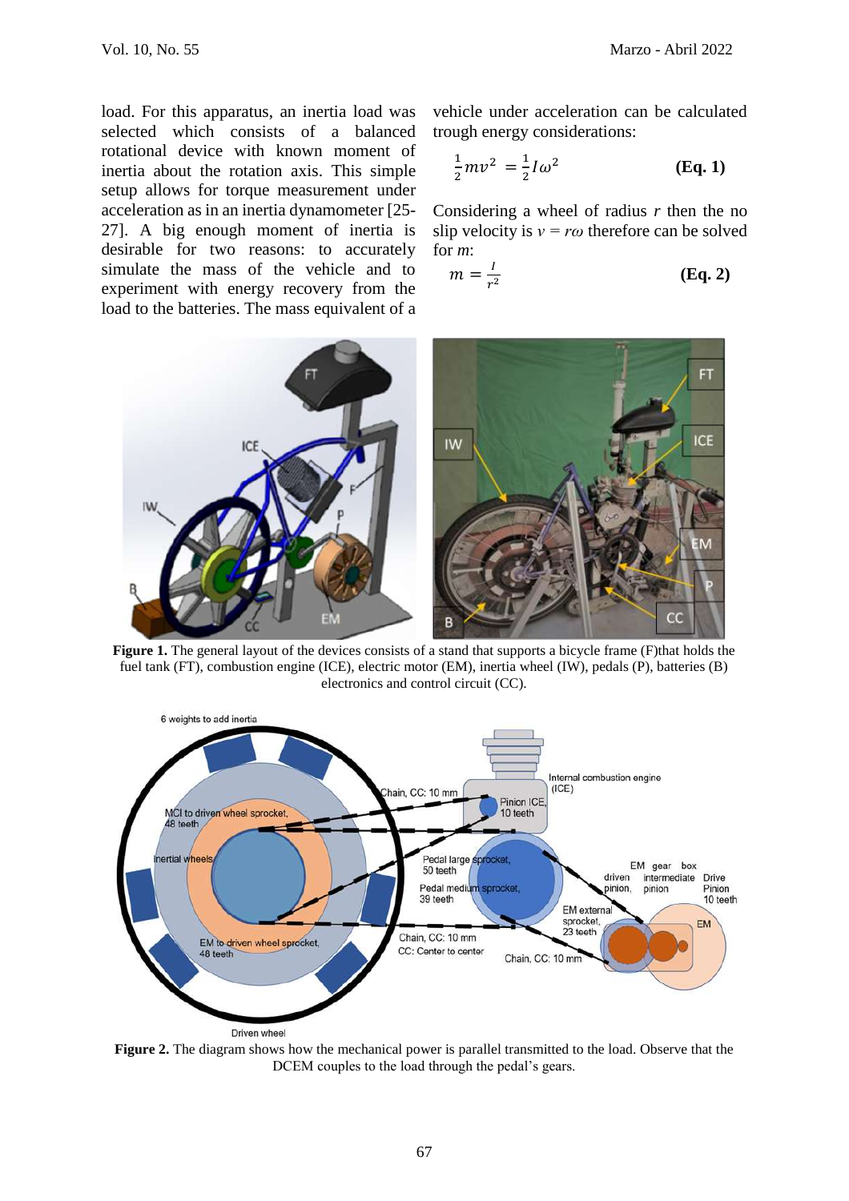load. For this apparatus, an inertia load was selected which consists of a balanced rotational device with known moment of inertia about the rotation axis. This simple setup allows for torque measurement under acceleration as in an inertia dynamometer [25-27]. A big enough moment of inertia is desirable for two reasons: to accurately simulate the mass of the vehicle and to experiment with energy recovery from the load to the batteries. The mass equivalent of a vehicle under acceleration can be calculated trough energy considerations:

$$\frac{1}{2}mv^2 = \frac{1}{2}I\omega^2 \qquad \textbf{(Eq. 1)}$$

Considering a wheel of radius $r$ then the no slip velocity is $v = r\omega$ therefore can be solved for $m$:

$$m = \frac{I}{r^2} \qquad \textbf{(Eq. 2)}$$

**Figure 1.** The general layout of the devices consists of a stand that supports a bicycle frame (F)that holds the fuel tank (FT), combustion engine (ICE), electric motor (EM), inertia wheel (IW), pedals (P), batteries (B) electronics and control circuit (CC).

**Figure 2.** The diagram shows how the mechanical power is parallel transmitted to the load. Observe that the DCEM couples to the load through the pedal's gears.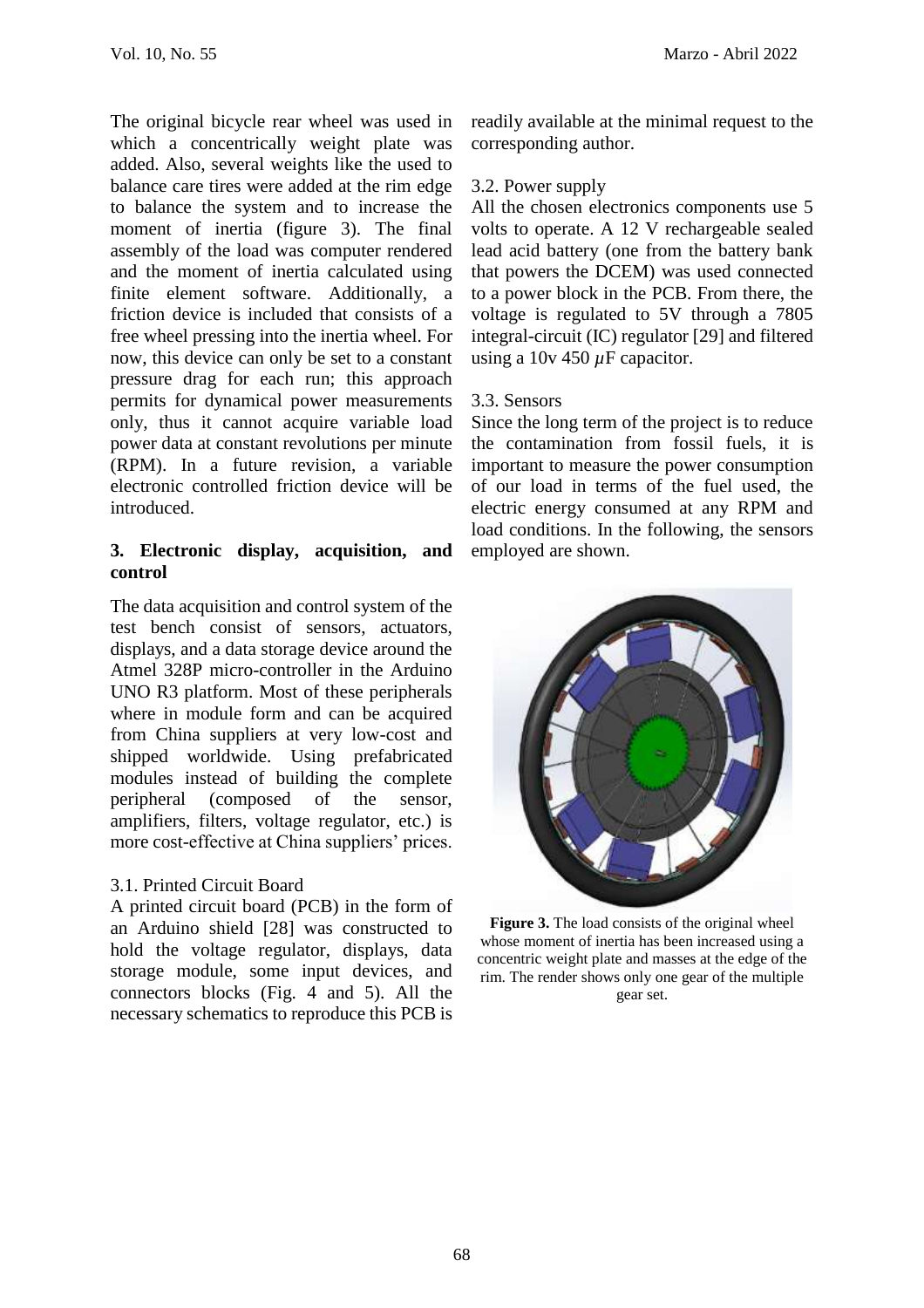The original bicycle rear wheel was used in which a concentrically weight plate was added. Also, several weights like the used to balance care tires were added at the rim edge to balance the system and to increase the moment of inertia (figure 3). The final assembly of the load was computer rendered and the moment of inertia calculated using finite element software. Additionally, a friction device is included that consists of a free wheel pressing into the inertia wheel. For now, this device can only be set to a constant pressure drag for each run; this approach permits for dynamical power measurements only, thus it cannot acquire variable load power data at constant revolutions per minute (RPM). In a future revision, a variable electronic controlled friction device will be introduced.

## 3. Electronic display, acquisition, and control

The data acquisition and control system of the test bench consist of sensors, actuators, displays, and a data storage device around the Atmel 328P micro-controller in the Arduino UNO R3 platform. Most of these peripherals where in module form and can be acquired from China suppliers at very low-cost and shipped worldwide. Using prefabricated modules instead of building the complete peripheral (composed of the sensor, amplifiers, filters, voltage regulator, etc.) is more cost-effective at China suppliers' prices.

### 3.1. Printed Circuit Board

A printed circuit board (PCB) in the form of an Arduino shield [28] was constructed to hold the voltage regulator, displays, data storage module, some input devices, and connectors blocks (Fig. 4 and 5). All the necessary schematics to reproduce this PCB is readily available at the minimal request to the corresponding author.

### 3.2. Power supply

All the chosen electronics components use 5 volts to operate. A 12 V rechargeable sealed lead acid battery (one from the battery bank that powers the DCEM) was used connected to a power block in the PCB. From there, the voltage is regulated to 5V through a 7805 integral-circuit (IC) regulator [29] and filtered using a 10v 450 $\mu$F capacitor.

### 3.3. Sensors

Since the long term of the project is to reduce the contamination from fossil fuels, it is important to measure the power consumption of our load in terms of the fuel used, the electric energy consumed at any RPM and load conditions. In the following, the sensors employed are shown.

**Figure 3.** The load consists of the original wheel whose moment of inertia has been increased using a concentric weight plate and masses at the edge of the rim. The render shows only one gear of the multiple gear set.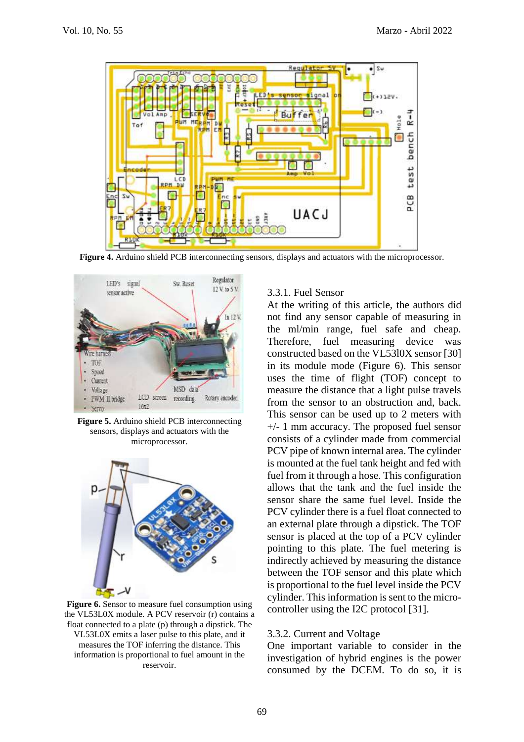**Figure 4.** Arduino shield PCB interconnecting sensors, displays and actuators with the microprocessor.

**Figure 5.** Arduino shield PCB interconnecting sensors, displays and actuators with the microprocessor.

**Figure 6.** Sensor to measure fuel consumption using the VL53L0X module. A PCV reservoir (r) contains a float connected to a plate (p) through a dipstick. The VL53L0X emits a laser pulse to this plate, and it measures the TOF inferring the distance. This information is proportional to fuel amount in the reservoir.

### 3.3.1. Fuel Sensor

At the writing of this article, the authors did not find any sensor capable of measuring in the ml/min range, fuel safe and cheap. Therefore, fuel measuring device was constructed based on the VL53l0X sensor [30] in its module mode (Figure 6). This sensor uses the time of flight (TOF) concept to measure the distance that a light pulse travels from the sensor to an obstruction and, back. This sensor can be used up to 2 meters with +/- 1 mm accuracy. The proposed fuel sensor consists of a cylinder made from commercial PCV pipe of known internal area. The cylinder is mounted at the fuel tank height and fed with fuel from it through a hose. This configuration allows that the tank and the fuel inside the sensor share the same fuel level. Inside the PCV cylinder there is a fuel float connected to an external plate through a dipstick. The TOF sensor is placed at the top of a PCV cylinder pointing to this plate. The fuel metering is indirectly achieved by measuring the distance between the TOF sensor and this plate which is proportional to the fuel level inside the PCV cylinder. This information is sent to the micro-controller using the I2C protocol [31].

### 3.3.2. Current and Voltage

One important variable to consider in the investigation of hybrid engines is the power consumed by the DCEM. To do so, it is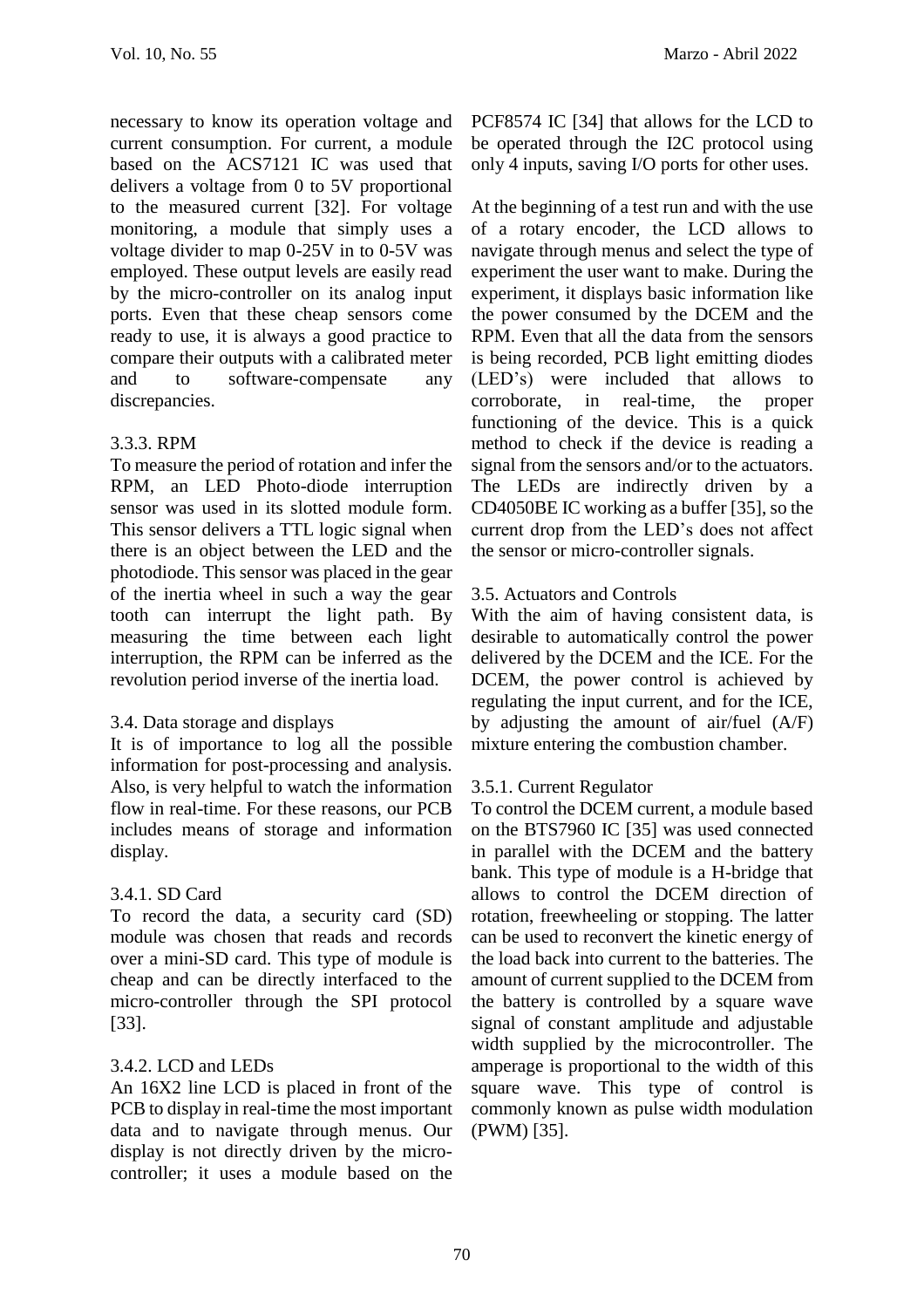necessary to know its operation voltage and current consumption. For current, a module based on the ACS7121 IC was used that delivers a voltage from 0 to 5V proportional to the measured current [32]. For voltage monitoring, a module that simply uses a voltage divider to map 0-25V in to 0-5V was employed. These output levels are easily read by the micro-controller on its analog input ports. Even that these cheap sensors come ready to use, it is always a good practice to compare their outputs with a calibrated meter and to software-compensate any discrepancies.

### 3.3.3. RPM

To measure the period of rotation and infer the RPM, an LED Photo-diode interruption sensor was used in its slotted module form. This sensor delivers a TTL logic signal when there is an object between the LED and the photodiode. This sensor was placed in the gear of the inertia wheel in such a way the gear tooth can interrupt the light path. By measuring the time between each light interruption, the RPM can be inferred as the revolution period inverse of the inertia load.

## 3.4. Data storage and displays

It is of importance to log all the possible information for post-processing and analysis. Also, is very helpful to watch the information flow in real-time. For these reasons, our PCB includes means of storage and information display.

### 3.4.1. SD Card

To record the data, a security card (SD) module was chosen that reads and records over a mini-SD card. This type of module is cheap and can be directly interfaced to the micro-controller through the SPI protocol [33].

### 3.4.2. LCD and LEDs

An 16X2 line LCD is placed in front of the PCB to display in real-time the most important data and to navigate through menus. Our display is not directly driven by the micro-controller; it uses a module based on the PCF8574 IC [34] that allows for the LCD to be operated through the I2C protocol using only 4 inputs, saving I/O ports for other uses.

At the beginning of a test run and with the use of a rotary encoder, the LCD allows to navigate through menus and select the type of experiment the user want to make. During the experiment, it displays basic information like the power consumed by the DCEM and the RPM. Even that all the data from the sensors is being recorded, PCB light emitting diodes (LED's) were included that allows to corroborate, in real-time, the proper functioning of the device. This is a quick method to check if the device is reading a signal from the sensors and/or to the actuators. The LEDs are indirectly driven by a CD4050BE IC working as a buffer [35], so the current drop from the LED's does not affect the sensor or micro-controller signals.

## 3.5. Actuators and Controls

With the aim of having consistent data, is desirable to automatically control the power delivered by the DCEM and the ICE. For the DCEM, the power control is achieved by regulating the input current, and for the ICE, by adjusting the amount of air/fuel (A/F) mixture entering the combustion chamber.

### 3.5.1. Current Regulator

To control the DCEM current, a module based on the BTS7960 IC [35] was used connected in parallel with the DCEM and the battery bank. This type of module is a H-bridge that allows to control the DCEM direction of rotation, freewheeling or stopping. The latter can be used to reconvert the kinetic energy of the load back into current to the batteries. The amount of current supplied to the DCEM from the battery is controlled by a square wave signal of constant amplitude and adjustable width supplied by the microcontroller. The amperage is proportional to the width of this square wave. This type of control is commonly known as pulse width modulation (PWM) [35].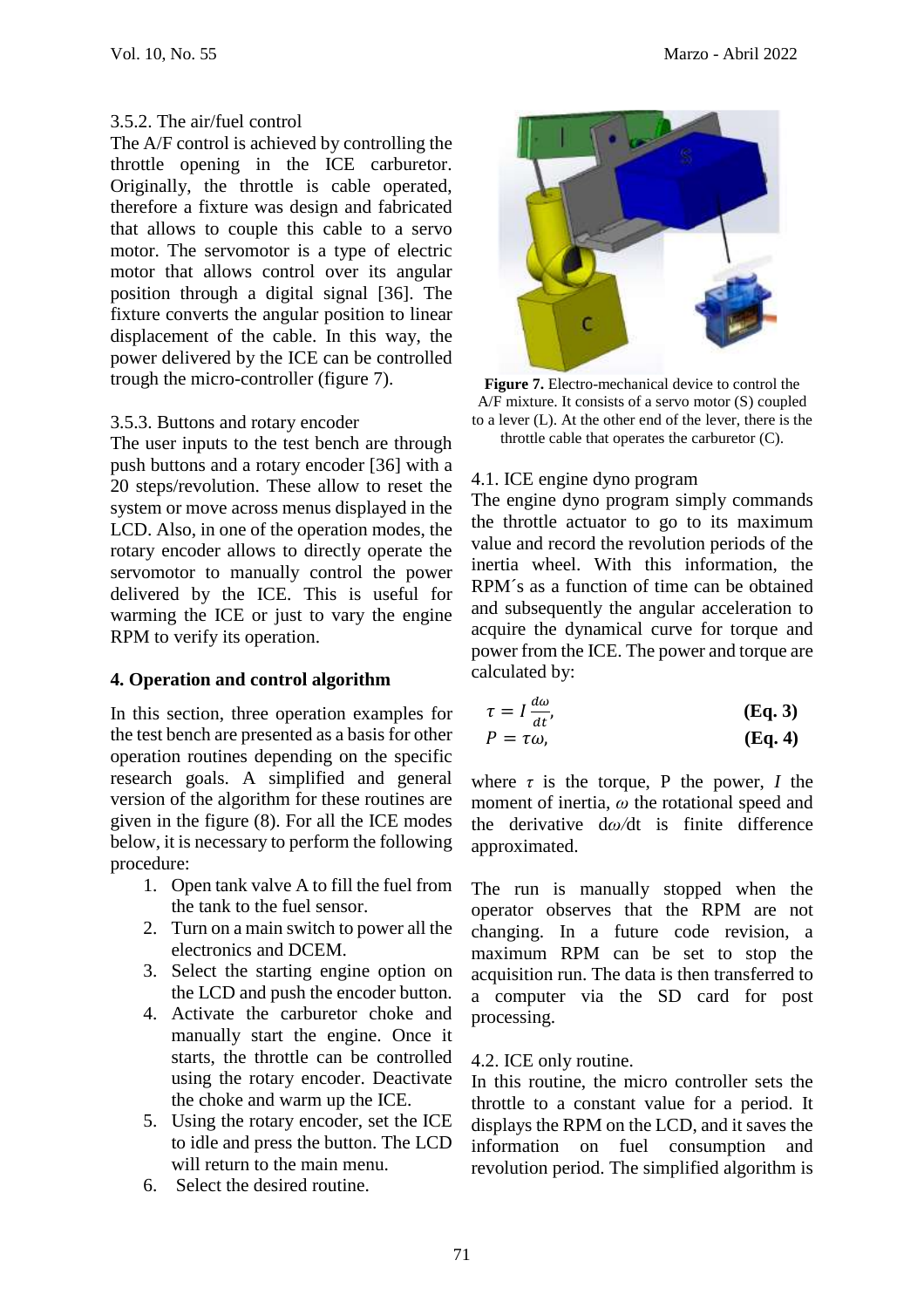3.5.2. The air/fuel control

The A/F control is achieved by controlling the throttle opening in the ICE carburetor. Originally, the throttle is cable operated, therefore a fixture was design and fabricated that allows to couple this cable to a servo motor. The servomotor is a type of electric motor that allows control over its angular position through a digital signal [36]. The fixture converts the angular position to linear displacement of the cable. In this way, the power delivered by the ICE can be controlled trough the micro-controller (figure 7).

3.5.3. Buttons and rotary encoder

The user inputs to the test bench are through push buttons and a rotary encoder [36] with a 20 steps/revolution. These allow to reset the system or move across menus displayed in the LCD. Also, in one of the operation modes, the rotary encoder allows to directly operate the servomotor to manually control the power delivered by the ICE. This is useful for warming the ICE or just to vary the engine RPM to verify its operation.

## 4. Operation and control algorithm

In this section, three operation examples for the test bench are presented as a basis for other operation routines depending on the specific research goals. A simplified and general version of the algorithm for these routines are given in the figure (8). For all the ICE modes below, it is necessary to perform the following procedure:

1. Open tank valve A to fill the fuel from the tank to the fuel sensor.
2. Turn on a main switch to power all the electronics and DCEM.
3. Select the starting engine option on the LCD and push the encoder button.
4. Activate the carburetor choke and manually start the engine. Once it starts, the throttle can be controlled using the rotary encoder. Deactivate the choke and warm up the ICE.
5. Using the rotary encoder, set the ICE to idle and press the button. The LCD will return to the main menu.
6. Select the desired routine.

**Figure 7.** Electro-mechanical device to control the A/F mixture. It consists of a servo motor (S) coupled to a lever (L). At the other end of the lever, there is the throttle cable that operates the carburetor (C).

4.1. ICE engine dyno program

The engine dyno program simply commands the throttle actuator to go to its maximum value and record the revolution periods of the inertia wheel. With this information, the RPM´s as a function of time can be obtained and subsequently the angular acceleration to acquire the dynamical curve for torque and power from the ICE. The power and torque are calculated by:

$$\tau = I\frac{d\omega}{dt}, \quad \textbf{(Eq. 3)}$$

$$P = \tau\omega, \quad \textbf{(Eq. 4)}$$

where $\tau$ is the torque, P the power, $I$ the moment of inertia, $\omega$ the rotational speed and the derivative $d\omega/dt$ is finite difference approximated.

The run is manually stopped when the operator observes that the RPM are not changing. In a future code revision, a maximum RPM can be set to stop the acquisition run. The data is then transferred to a computer via the SD card for post processing.

4.2. ICE only routine.

In this routine, the micro controller sets the throttle to a constant value for a period. It displays the RPM on the LCD, and it saves the information on fuel consumption and revolution period. The simplified algorithm is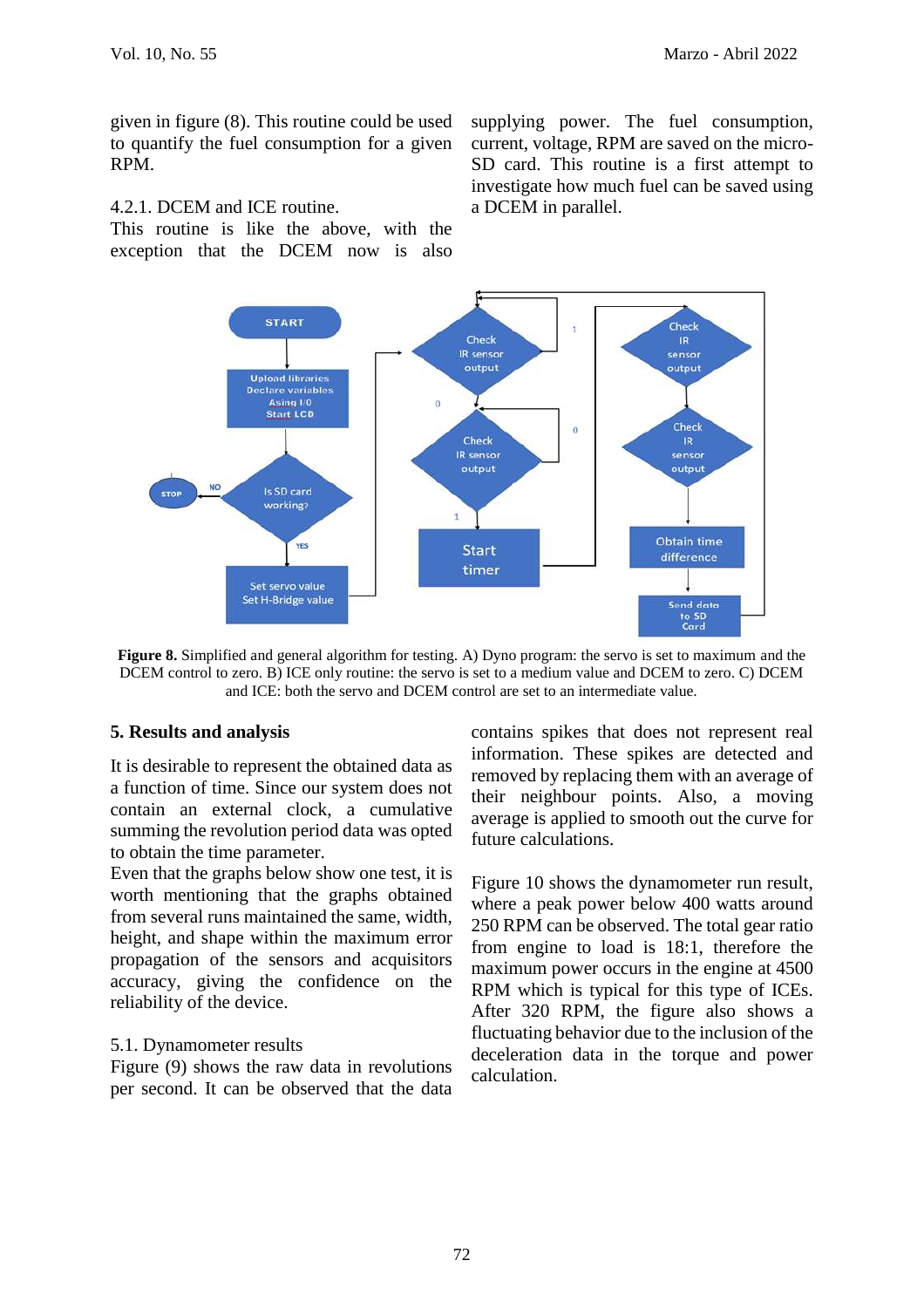given in figure (8). This routine could be used to quantify the fuel consumption for a given RPM.

4.2.1. DCEM and ICE routine.

This routine is like the above, with the exception that the DCEM now is also supplying power. The fuel consumption, current, voltage, RPM are saved on the micro-SD card. This routine is a first attempt to investigate how much fuel can be saved using a DCEM in parallel.

**Figure 8.** Simplified and general algorithm for testing. A) Dyno program: the servo is set to maximum and the DCEM control to zero. B) ICE only routine: the servo is set to a medium value and DCEM to zero. C) DCEM and ICE: both the servo and DCEM control are set to an intermediate value.

## 5. Results and analysis

It is desirable to represent the obtained data as a function of time. Since our system does not contain an external clock, a cumulative summing the revolution period data was opted to obtain the time parameter.

Even that the graphs below show one test, it is worth mentioning that the graphs obtained from several runs maintained the same, width, height, and shape within the maximum error propagation of the sensors and acquisitors accuracy, giving the confidence on the reliability of the device.

5.1. Dynamometer results

Figure (9) shows the raw data in revolutions per second. It can be observed that the data contains spikes that does not represent real information. These spikes are detected and removed by replacing them with an average of their neighbour points. Also, a moving average is applied to smooth out the curve for future calculations.

Figure 10 shows the dynamometer run result, where a peak power below 400 watts around 250 RPM can be observed. The total gear ratio from engine to load is 18:1, therefore the maximum power occurs in the engine at 4500 RPM which is typical for this type of ICEs. After 320 RPM, the figure also shows a fluctuating behavior due to the inclusion of the deceleration data in the torque and power calculation.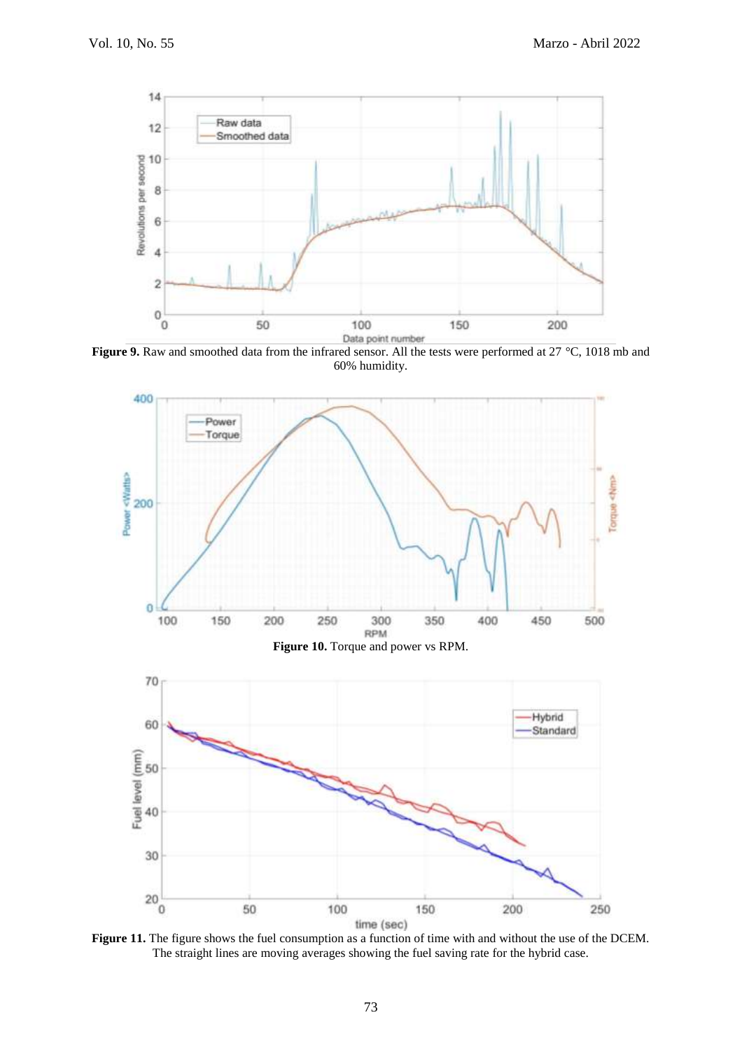**Figure 9.** Raw and smoothed data from the infrared sensor. All the tests were performed at 27 °C, 1018 mb and 60% humidity.

**Figure 10.** Torque and power vs RPM.

**Figure 11.** The figure shows the fuel consumption as a function of time with and without the use of the DCEM. The straight lines are moving averages showing the fuel saving rate for the hybrid case.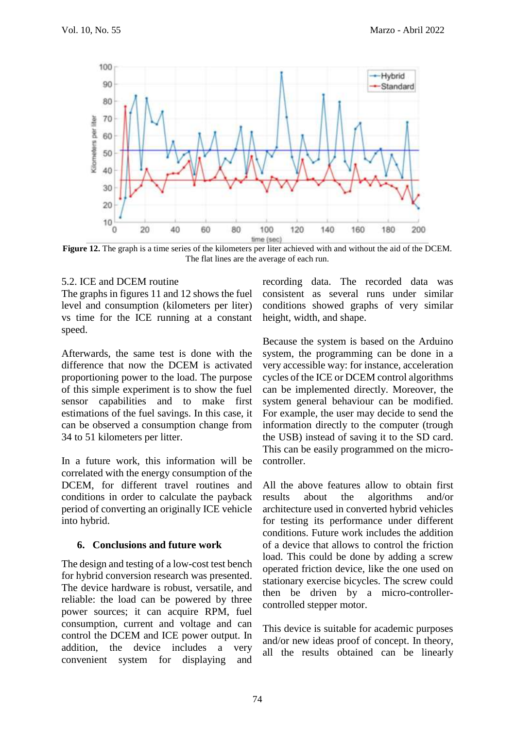**Figure 12.** The graph is a time series of the kilometers per liter achieved with and without the aid of the DCEM. The flat lines are the average of each run.

5.2. ICE and DCEM routine

The graphs in figures 11 and 12 shows the fuel level and consumption (kilometers per liter) vs time for the ICE running at a constant speed.

Afterwards, the same test is done with the difference that now the DCEM is activated proportioning power to the load. The purpose of this simple experiment is to show the fuel sensor capabilities and to make first estimations of the fuel savings. In this case, it can be observed a consumption change from 34 to 51 kilometers per litter.

In a future work, this information will be correlated with the energy consumption of the DCEM, for different travel routines and conditions in order to calculate the payback period of converting an originally ICE vehicle into hybrid.

## 6. Conclusions and future work

The design and testing of a low-cost test bench for hybrid conversion research was presented. The device hardware is robust, versatile, and reliable: the load can be powered by three power sources; it can acquire RPM, fuel consumption, current and voltage and can control the DCEM and ICE power output. In addition, the device includes a very convenient system for displaying and recording data. The recorded data was consistent as several runs under similar conditions showed graphs of very similar height, width, and shape.

Because the system is based on the Arduino system, the programming can be done in a very accessible way: for instance, acceleration cycles of the ICE or DCEM control algorithms can be implemented directly. Moreover, the system general behaviour can be modified. For example, the user may decide to send the information directly to the computer (trough the USB) instead of saving it to the SD card. This can be easily programmed on the micro-controller.

All the above features allow to obtain first results about the algorithms and/or architecture used in converted hybrid vehicles for testing its performance under different conditions. Future work includes the addition of a device that allows to control the friction load. This could be done by adding a screw operated friction device, like the one used on stationary exercise bicycles. The screw could then be driven by a micro-controller-controlled stepper motor.

This device is suitable for academic purposes and/or new ideas proof of concept. In theory, all the results obtained can be linearly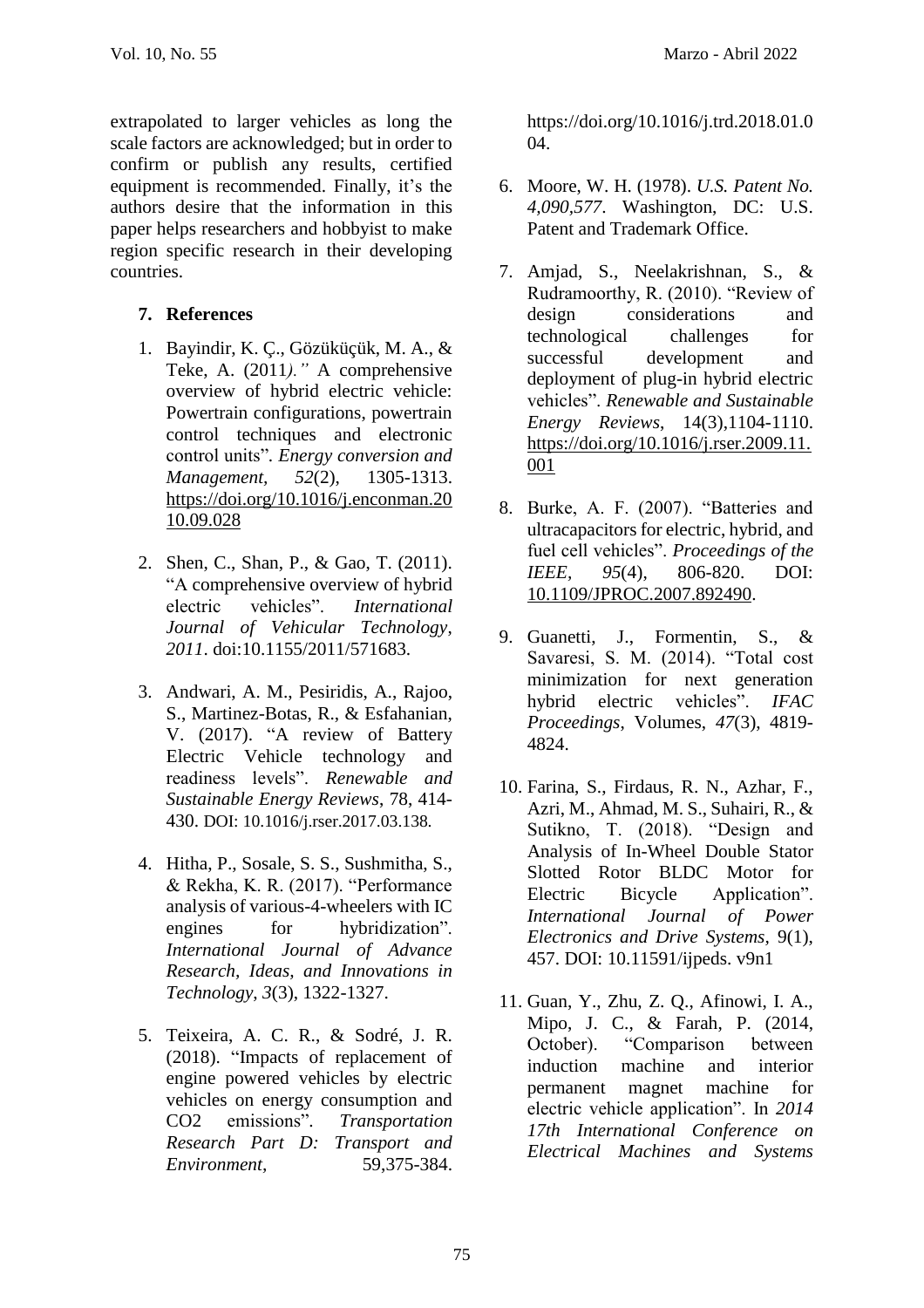extrapolated to larger vehicles as long the scale factors are acknowledged; but in order to confirm or publish any results, certified equipment is recommended. Finally, it's the authors desire that the information in this paper helps researchers and hobbyist to make region specific research in their developing countries.

## 7. References

1. Bayindir, K. Ç., Gözüküçük, M. A., & Teke, A. (2011*)."* A comprehensive overview of hybrid electric vehicle: Powertrain configurations, powertrain control techniques and electronic control units". *Energy conversion and Management*, *52*(2), 1305-1313. https://doi.org/10.1016/j.enconman.2010.09.028

2. Shen, C., Shan, P., & Gao, T. (2011). "A comprehensive overview of hybrid electric vehicles". *International Journal of Vehicular Technology*, *2011*. doi:10.1155/2011/571683.

3. Andwari, A. M., Pesiridis, A., Rajoo, S., Martinez-Botas, R., & Esfahanian, V. (2017). "A review of Battery Electric Vehicle technology and readiness levels". *Renewable and Sustainable Energy Reviews*, 78, 414-430. DOI: 10.1016/j.rser.2017.03.138.

4. Hitha, P., Sosale, S. S., Sushmitha, S., & Rekha, K. R. (2017). "Performance analysis of various-4-wheelers with IC engines for hybridization". *International Journal of Advance Research, Ideas, and Innovations in Technology*, *3*(3), 1322-1327.

5. Teixeira, A. C. R., & Sodré, J. R. (2018). "Impacts of replacement of engine powered vehicles by electric vehicles on energy consumption and CO2 emissions". *Transportation Research Part D: Transport and Environment*, 59,375-384. https://doi.org/10.1016/j.trd.2018.01.004.

6. Moore, W. H. (1978). *U.S. Patent No. 4,090,577*. Washington, DC: U.S. Patent and Trademark Office.

7. Amjad, S., Neelakrishnan, S., & Rudramoorthy, R. (2010). "Review of design considerations and technological challenges for successful development and deployment of plug-in hybrid electric vehicles". *Renewable and Sustainable Energy Reviews*, 14(3),1104-1110. https://doi.org/10.1016/j.rser.2009.11.001

8. Burke, A. F. (2007). "Batteries and ultracapacitors for electric, hybrid, and fuel cell vehicles". *Proceedings of the IEEE*, *95*(4), 806-820. DOI: 10.1109/JPROC.2007.892490.

9. Guanetti, J., Formentin, S., & Savaresi, S. M. (2014). "Total cost minimization for next generation hybrid electric vehicles". *IFAC Proceedings*, Volumes, *47*(3), 4819-4824.

10. Farina, S., Firdaus, R. N., Azhar, F., Azri, M., Ahmad, M. S., Suhairi, R., & Sutikno, T. (2018). "Design and Analysis of In-Wheel Double Stator Slotted Rotor BLDC Motor for Electric Bicycle Application". *International Journal of Power Electronics and Drive Systems*, 9(1), 457. DOI: 10.11591/ijpeds. v9n1

11. Guan, Y., Zhu, Z. Q., Afinowi, I. A., Mipo, J. C., & Farah, P. (2014, October). "Comparison between induction machine and interior permanent magnet machine for electric vehicle application". In *2014 17th International Conference on Electrical Machines and Systems*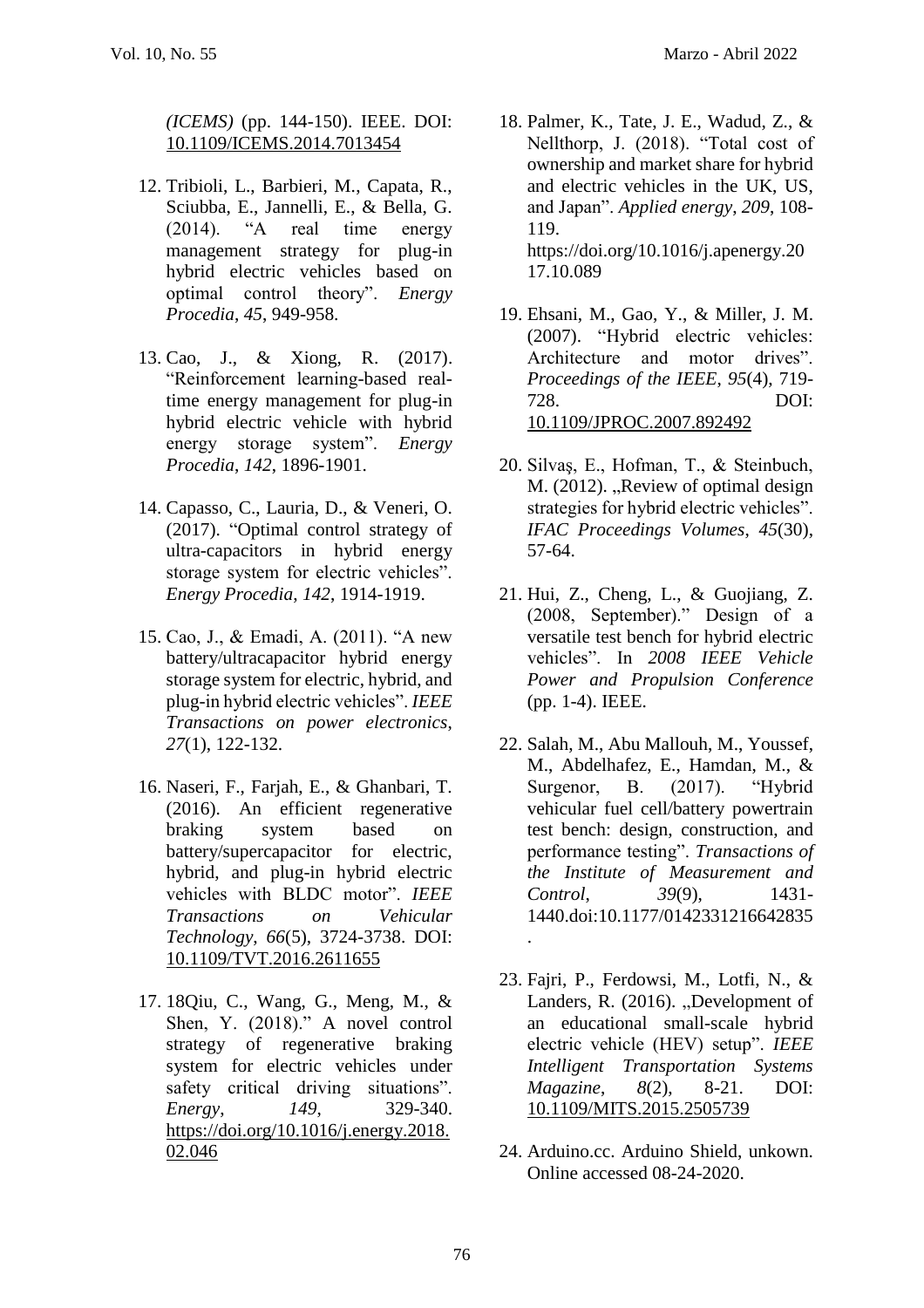*(ICEMS)* (pp. 144-150). IEEE. DOI: 10.1109/ICEMS.2014.7013454

12. Tribioli, L., Barbieri, M., Capata, R., Sciubba, E., Jannelli, E., & Bella, G. (2014). "A real time energy management strategy for plug-in hybrid electric vehicles based on optimal control theory". *Energy Procedia*, *45*, 949-958.

13. Cao, J., & Xiong, R. (2017). "Reinforcement learning-based real-time energy management for plug-in hybrid electric vehicle with hybrid energy storage system". *Energy Procedia*, *142*, 1896-1901.

14. Capasso, C., Lauria, D., & Veneri, O. (2017). "Optimal control strategy of ultra-capacitors in hybrid energy storage system for electric vehicles". *Energy Procedia*, *142*, 1914-1919.

15. Cao, J., & Emadi, A. (2011). "A new battery/ultracapacitor hybrid energy storage system for electric, hybrid, and plug-in hybrid electric vehicles". *IEEE Transactions on power electronics*, *27*(1), 122-132.

16. Naseri, F., Farjah, E., & Ghanbari, T. (2016). An efficient regenerative braking system based on battery/supercapacitor for electric, hybrid, and plug-in hybrid electric vehicles with BLDC motor". *IEEE Transactions on Vehicular Technology*, *66*(5), 3724-3738. DOI: 10.1109/TVT.2016.2611655

17. 18Qiu, C., Wang, G., Meng, M., & Shen, Y. (2018)." A novel control strategy of regenerative braking system for electric vehicles under safety critical driving situations". *Energy*, *149*, 329-340. https://doi.org/10.1016/j.energy.2018.02.046

18. Palmer, K., Tate, J. E., Wadud, Z., & Nellthorp, J. (2018). "Total cost of ownership and market share for hybrid and electric vehicles in the UK, US, and Japan". *Applied energy*, *209*, 108-119. https://doi.org/10.1016/j.apenergy.2017.10.089

19. Ehsani, M., Gao, Y., & Miller, J. M. (2007). "Hybrid electric vehicles: Architecture and motor drives". *Proceedings of the IEEE*, *95*(4), 719-728. DOI: 10.1109/JPROC.2007.892492

20. Silvaş, E., Hofman, T., & Steinbuch, M. (2012). „Review of optimal design strategies for hybrid electric vehicles". *IFAC Proceedings Volumes*, *45*(30), 57-64.

21. Hui, Z., Cheng, L., & Guojiang, Z. (2008, September)." Design of a versatile test bench for hybrid electric vehicles". In *2008 IEEE Vehicle Power and Propulsion Conference* (pp. 1-4). IEEE.

22. Salah, M., Abu Mallouh, M., Youssef, M., Abdelhafez, E., Hamdan, M., & Surgenor, B. (2017). "Hybrid vehicular fuel cell/battery powertrain test bench: design, construction, and performance testing". *Transactions of the Institute of Measurement and Control*, *39*(9), 1431-1440.doi:10.1177/0142331216642835.

23. Fajri, P., Ferdowsi, M., Lotfi, N., & Landers, R. (2016). „Development of an educational small-scale hybrid electric vehicle (HEV) setup". *IEEE Intelligent Transportation Systems Magazine*, *8*(2), 8-21. DOI: 10.1109/MITS.2015.2505739

24. Arduino.cc. Arduino Shield, unkown. Online accessed 08-24-2020.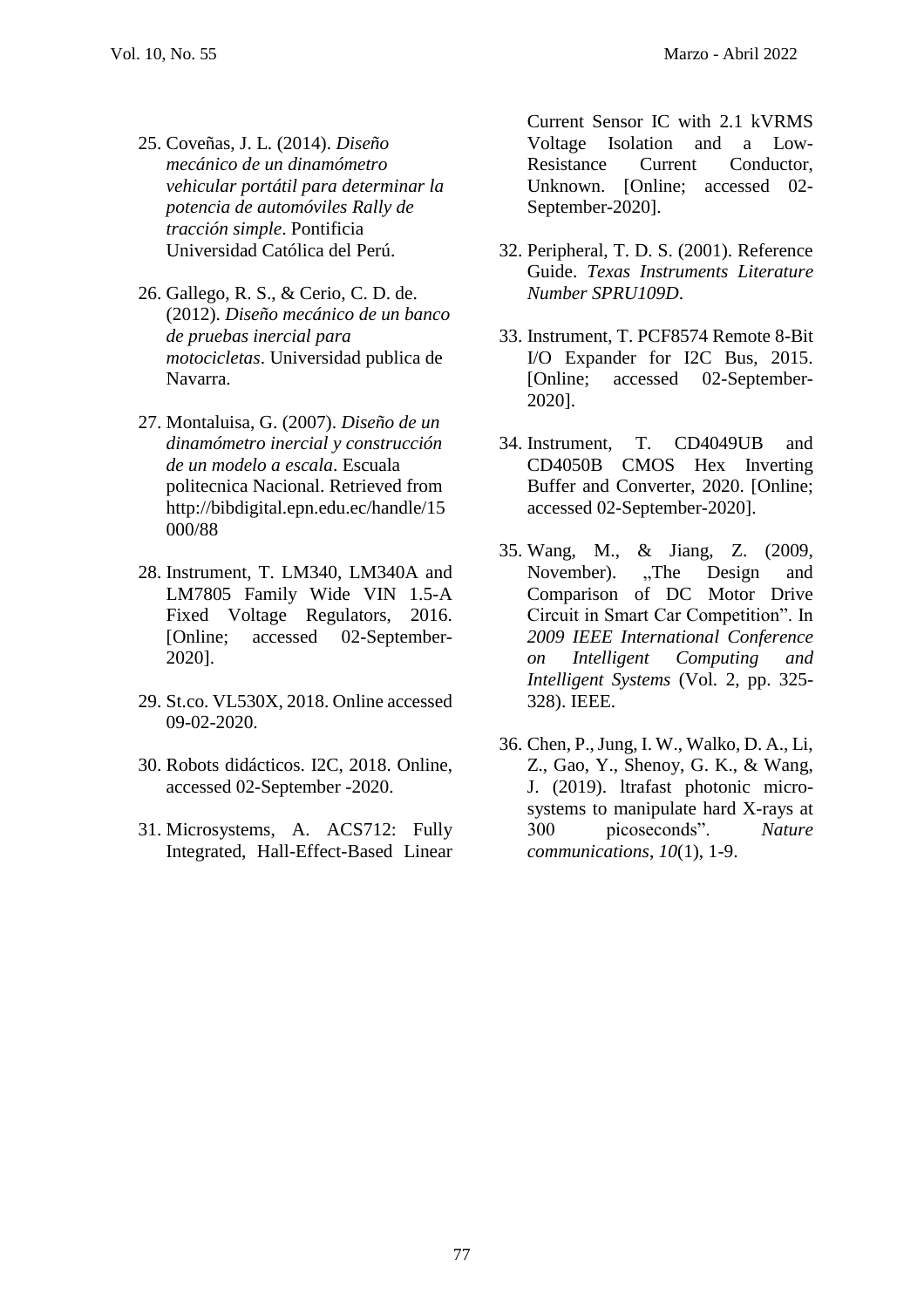25. Coveñas, J. L. (2014). *Diseño mecánico de un dinamómetro vehicular portátil para determinar la potencia de automóviles Rally de tracción simple*. Pontificia Universidad Católica del Perú.

26. Gallego, R. S., & Cerio, C. D. de. (2012). *Diseño mecánico de un banco de pruebas inercial para motocicletas*. Universidad publica de Navarra.

27. Montaluisa, G. (2007). *Diseño de un dinamómetro inercial y construcción de un modelo a escala*. Escuala politecnica Nacional. Retrieved from http://bibdigital.epn.edu.ec/handle/15000/88

28. Instrument, T. LM340, LM340A and LM7805 Family Wide VIN 1.5-A Fixed Voltage Regulators, 2016. [Online; accessed 02-September-2020].

29. St.co. VL530X, 2018. Online accessed 09-02-2020.

30. Robots didácticos. I2C, 2018. Online, accessed 02-September -2020.

31. Microsystems, A. ACS712: Fully Integrated, Hall-Effect-Based Linear Current Sensor IC with 2.1 kVRMS Voltage Isolation and a Low-Resistance Current Conductor, Unknown. [Online; accessed 02-September-2020].

32. Peripheral, T. D. S. (2001). Reference Guide. *Texas Instruments Literature Number SPRU109D*.

33. Instrument, T. PCF8574 Remote 8-Bit I/O Expander for I2C Bus, 2015. [Online; accessed 02-September-2020].

34. Instrument, T. CD4049UB and CD4050B CMOS Hex Inverting Buffer and Converter, 2020. [Online; accessed 02-September-2020].

35. Wang, M., & Jiang, Z. (2009, November). „The Design and Comparison of DC Motor Drive Circuit in Smart Car Competition". In *2009 IEEE International Conference on Intelligent Computing and Intelligent Systems* (Vol. 2, pp. 325-328). IEEE.

36. Chen, P., Jung, I. W., Walko, D. A., Li, Z., Gao, Y., Shenoy, G. K., & Wang, J. (2019). ltrafast photonic micro-systems to manipulate hard X-rays at 300 picoseconds". *Nature communications*, *10*(1), 1-9.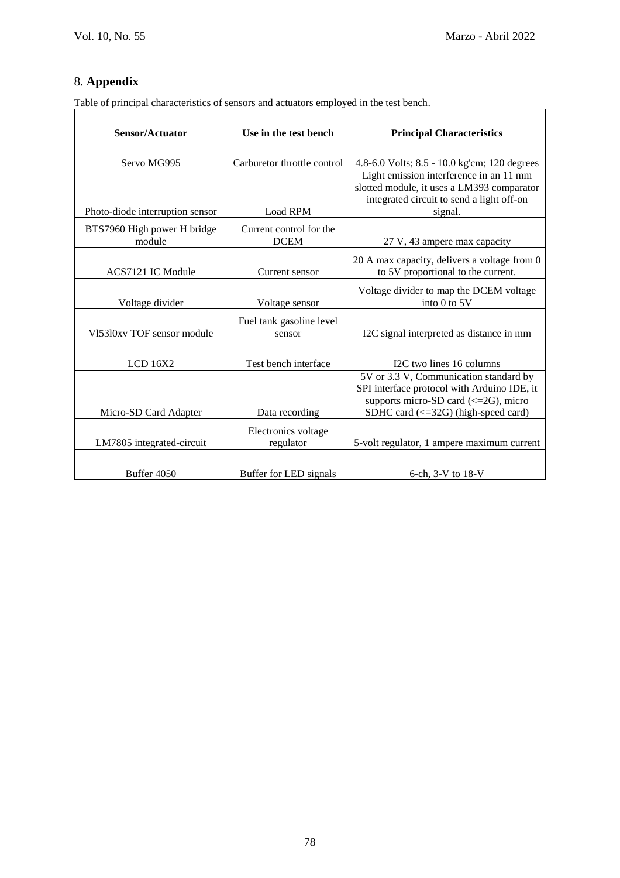## 8. **Appendix**

Table of principal characteristics of sensors and actuators employed in the test bench.

| Sensor/Actuator | Use in the test bench | Principal Characteristics |
|---|---|---|
| Servo MG995 | Carburetor throttle control | 4.8-6.0 Volts; 8.5 - 10.0 kg'cm; 120 degrees |
| Photo-diode interruption sensor | Load RPM | Light emission interference in an 11 mm slotted module, it uses a LM393 comparator integrated circuit to send a light off-on signal. |
| BTS7960 High power H bridge module | Current control for the DCEM | 27 V, 43 ampere max capacity |
| ACS7121 IC Module | Current sensor | 20 A max capacity, delivers a voltage from 0 to 5V proportional to the current. |
| Voltage divider | Voltage sensor | Voltage divider to map the DCEM voltage into 0 to 5V |
| Vl53l0xv TOF sensor module | Fuel tank gasoline level sensor | I2C signal interpreted as distance in mm |
| LCD 16X2 | Test bench interface | I2C two lines 16 columns |
| Micro-SD Card Adapter | Data recording | 5V or 3.3 V, Communication standard by SPI interface protocol with Arduino IDE, it supports micro-SD card (<=2G), micro SDHC card (<=32G) (high-speed card) |
| LM7805 integrated-circuit | Electronics voltage regulator | 5-volt regulator, 1 ampere maximum current |
| Buffer 4050 | Buffer for LED signals | 6-ch, 3-V to 18-V |